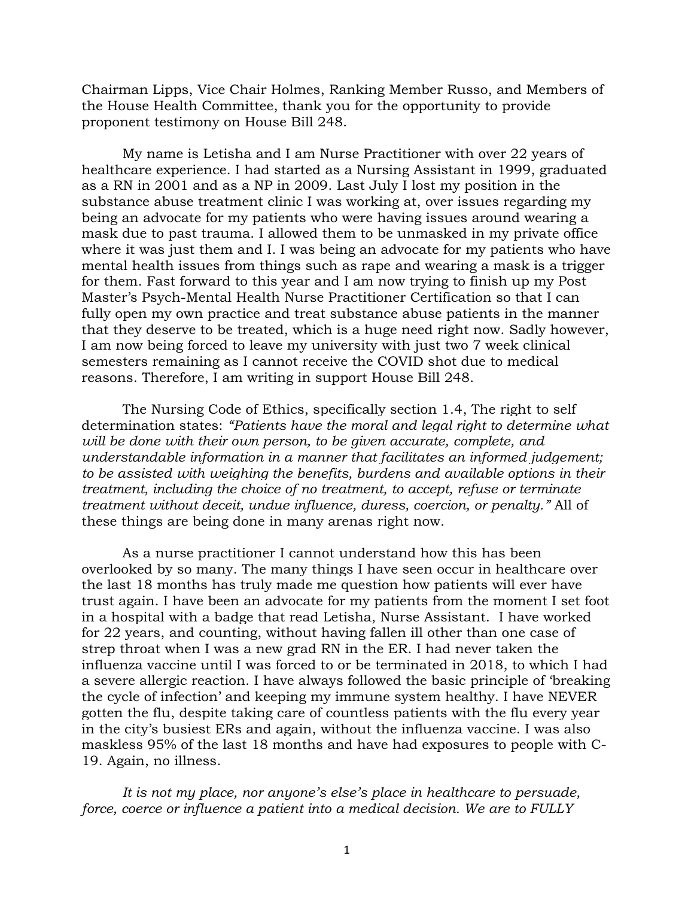Chairman Lipps, Vice Chair Holmes, Ranking Member Russo, and Members of the House Health Committee, thank you for the opportunity to provide proponent testimony on House Bill 248.

My name is Letisha and I am Nurse Practitioner with over 22 years of healthcare experience. I had started as a Nursing Assistant in 1999, graduated as a RN in 2001 and as a NP in 2009. Last July I lost my position in the substance abuse treatment clinic I was working at, over issues regarding my being an advocate for my patients who were having issues around wearing a mask due to past trauma. I allowed them to be unmasked in my private office where it was just them and I. I was being an advocate for my patients who have mental health issues from things such as rape and wearing a mask is a trigger for them. Fast forward to this year and I am now trying to finish up my Post Master's Psych-Mental Health Nurse Practitioner Certification so that I can fully open my own practice and treat substance abuse patients in the manner that they deserve to be treated, which is a huge need right now. Sadly however, I am now being forced to leave my university with just two 7 week clinical semesters remaining as I cannot receive the COVID shot due to medical reasons. Therefore, I am writing in support House Bill 248.

The Nursing Code of Ethics, specifically section 1.4, The right to self determination states: *"Patients have the moral and legal right to determine what will be done with their own person, to be given accurate, complete, and understandable information in a manner that facilitates an informed judgement; to be assisted with weighing the benefits, burdens and available options in their treatment, including the choice of no treatment, to accept, refuse or terminate treatment without deceit, undue influence, duress, coercion, or penalty."* All of these things are being done in many arenas right now.

As a nurse practitioner I cannot understand how this has been overlooked by so many. The many things I have seen occur in healthcare over the last 18 months has truly made me question how patients will ever have trust again. I have been an advocate for my patients from the moment I set foot in a hospital with a badge that read Letisha, Nurse Assistant. I have worked for 22 years, and counting, without having fallen ill other than one case of strep throat when I was a new grad RN in the ER. I had never taken the influenza vaccine until I was forced to or be terminated in 2018, to which I had a severe allergic reaction. I have always followed the basic principle of 'breaking the cycle of infection' and keeping my immune system healthy. I have NEVER gotten the flu, despite taking care of countless patients with the flu every year in the city's busiest ERs and again, without the influenza vaccine. I was also maskless 95% of the last 18 months and have had exposures to people with C-19. Again, no illness.

*It is not my place, nor anyone's else's place in healthcare to persuade, force, coerce or influence a patient into a medical decision. We are to FULLY*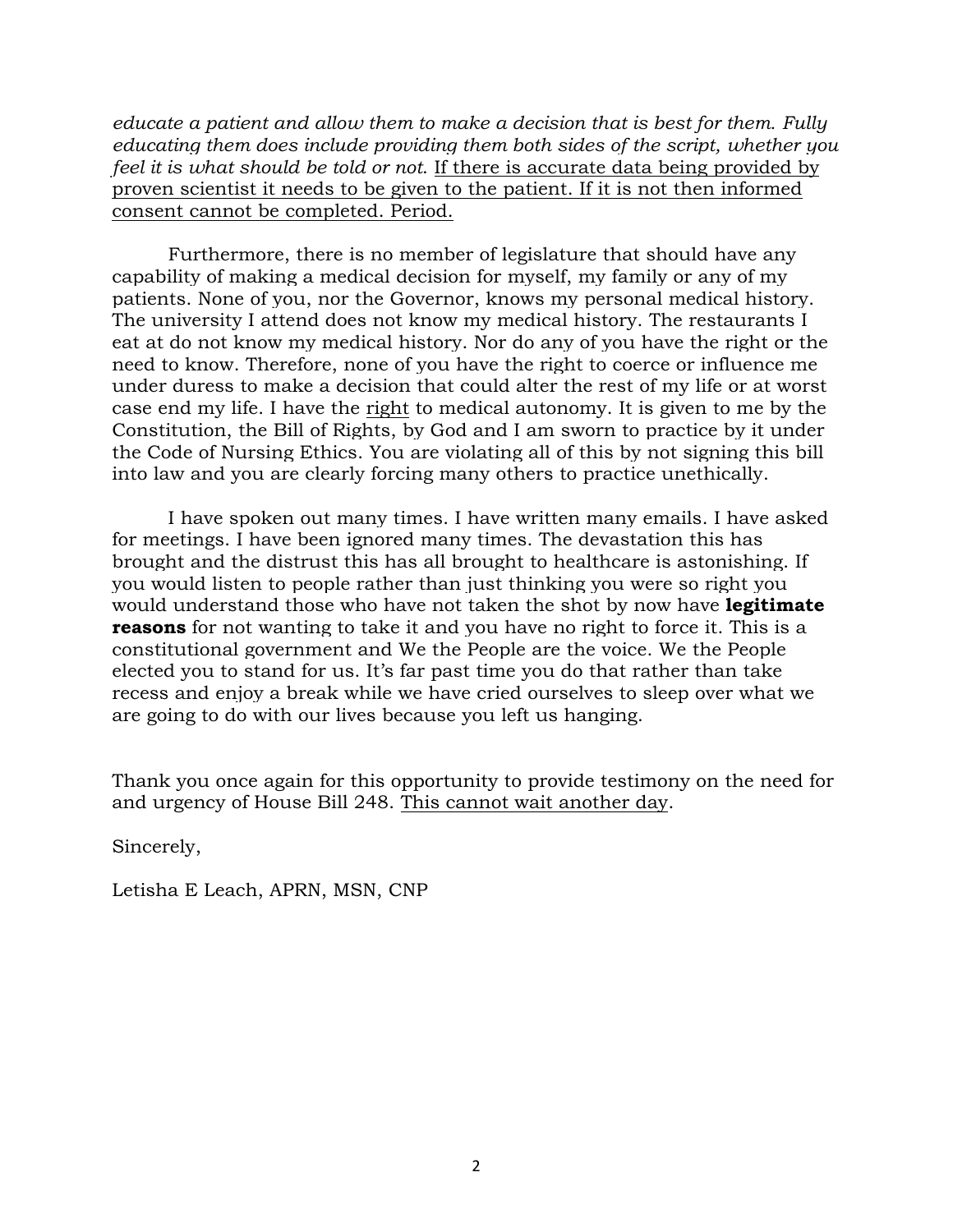*educate a patient and allow them to make a decision that is best for them. Fully educating them does include providing them both sides of the script, whether you feel it is what should be told or not.* <u>If there is accurate data being provided by proven scientist it needs to be given to the patient. If it is not then informed consent cannot be completed. Period.</u>

Furthermore, there is no member of legislature that should have any capability of making a medical decision for myself, my family or any of my patients. None of you, nor the Governor, knows my personal medical history. The university I attend does not know my medical history. The restaurants I eat at do not know my medical history. Nor do any of you have the right or the need to know. Therefore, none of you have the right to coerce or influence me under duress to make a decision that could alter the rest of my life or at worst case end my life. I have the <u>right</u> to medical autonomy. It is given to me by the Constitution, the Bill of Rights, by God and I am sworn to practice by it under the Code of Nursing Ethics. You are violating all of this by not signing this bill into law and you are clearly forcing many others to practice unethically.

I have spoken out many times. I have written many emails. I have asked for meetings. I have been ignored many times. The devastation this has brought and the distrust this has all brought to healthcare is astonishing. If you would listen to people rather than just thinking you were so right you would understand those who have not taken the shot by now have **legitimate reasons** for not wanting to take it and you have no right to force it. This is a constitutional government and We the People are the voice. We the People elected you to stand for us. It's far past time you do that rather than take recess and enjoy a break while we have cried ourselves to sleep over what we are going to do with our lives because you left us hanging.

Thank you once again for this opportunity to provide testimony on the need for and urgency of House Bill 248. <u>This cannot wait another day</u>.

Sincerely,

Letisha E Leach, APRN, MSN, CNP